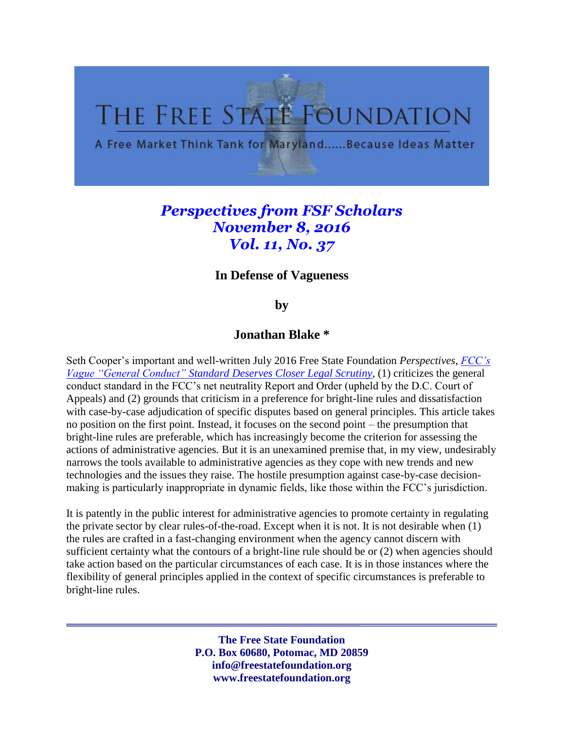# THE FREE STATE FOUNDATION

A Free Market Think Tank for Maryland......Because Ideas Matter

***Perspectives from FSF Scholars***
***November 8, 2016***
***Vol. 11, No. 37***

## In Defense of Vagueness

**by**

**Jonathan Blake \***

Seth Cooper's important and well-written July 2016 Free State Foundation *Perspectives*, *FCC's Vague "General Conduct" Standard Deserves Closer Legal Scrutiny*, (1) criticizes the general conduct standard in the FCC's net neutrality Report and Order (upheld by the D.C. Court of Appeals) and (2) grounds that criticism in a preference for bright-line rules and dissatisfaction with case-by-case adjudication of specific disputes based on general principles. This article takes no position on the first point. Instead, it focuses on the second point – the presumption that bright-line rules are preferable, which has increasingly become the criterion for assessing the actions of administrative agencies. But it is an unexamined premise that, in my view, undesirably narrows the tools available to administrative agencies as they cope with new trends and new technologies and the issues they raise. The hostile presumption against case-by-case decision-making is particularly inappropriate in dynamic fields, like those within the FCC's jurisdiction.

It is patently in the public interest for administrative agencies to promote certainty in regulating the private sector by clear rules-of-the-road. Except when it is not. It is not desirable when (1) the rules are crafted in a fast-changing environment when the agency cannot discern with sufficient certainty what the contours of a bright-line rule should be or (2) when agencies should take action based on the particular circumstances of each case. It is in those instances where the flexibility of general principles applied in the context of specific circumstances is preferable to bright-line rules.

**The Free State Foundation**
**P.O. Box 60680, Potomac, MD 20859**
**info@freestatefoundation.org**
**www.freestatefoundation.org**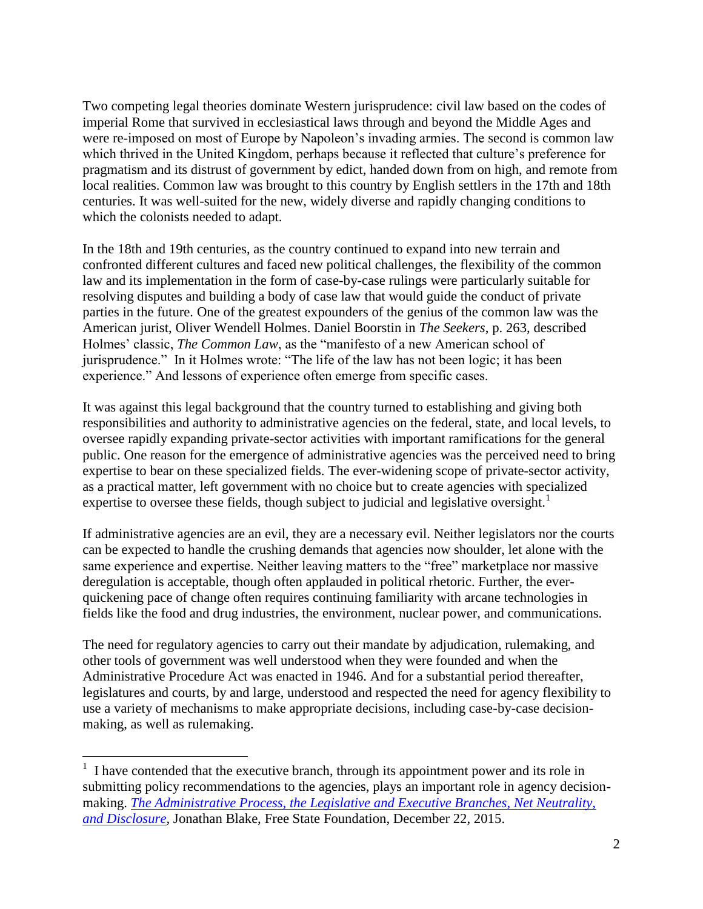Two competing legal theories dominate Western jurisprudence: civil law based on the codes of imperial Rome that survived in ecclesiastical laws through and beyond the Middle Ages and were re-imposed on most of Europe by Napoleon's invading armies. The second is common law which thrived in the United Kingdom, perhaps because it reflected that culture's preference for pragmatism and its distrust of government by edict, handed down from on high, and remote from local realities. Common law was brought to this country by English settlers in the 17th and 18th centuries. It was well-suited for the new, widely diverse and rapidly changing conditions to which the colonists needed to adapt.

In the 18th and 19th centuries, as the country continued to expand into new terrain and confronted different cultures and faced new political challenges, the flexibility of the common law and its implementation in the form of case-by-case rulings were particularly suitable for resolving disputes and building a body of case law that would guide the conduct of private parties in the future. One of the greatest expounders of the genius of the common law was the American jurist, Oliver Wendell Holmes. Daniel Boorstin in *The Seekers*, p. 263, described Holmes' classic, *The Common Law*, as the "manifesto of a new American school of jurisprudence." In it Holmes wrote: "The life of the law has not been logic; it has been experience." And lessons of experience often emerge from specific cases.

It was against this legal background that the country turned to establishing and giving both responsibilities and authority to administrative agencies on the federal, state, and local levels, to oversee rapidly expanding private-sector activities with important ramifications for the general public. One reason for the emergence of administrative agencies was the perceived need to bring expertise to bear on these specialized fields. The ever-widening scope of private-sector activity, as a practical matter, left government with no choice but to create agencies with specialized expertise to oversee these fields, though subject to judicial and legislative oversight.[1]

If administrative agencies are an evil, they are a necessary evil. Neither legislators nor the courts can be expected to handle the crushing demands that agencies now shoulder, let alone with the same experience and expertise. Neither leaving matters to the "free" marketplace nor massive deregulation is acceptable, though often applauded in political rhetoric. Further, the ever-quickening pace of change often requires continuing familiarity with arcane technologies in fields like the food and drug industries, the environment, nuclear power, and communications.

The need for regulatory agencies to carry out their mandate by adjudication, rulemaking, and other tools of government was well understood when they were founded and when the Administrative Procedure Act was enacted in 1946. And for a substantial period thereafter, legislatures and courts, by and large, understood and respected the need for agency flexibility to use a variety of mechanisms to make appropriate decisions, including case-by-case decision-making, as well as rulemaking.

---

[1] I have contended that the executive branch, through its appointment power and its role in submitting policy recommendations to the agencies, plays an important role in agency decision-making. *The Administrative Process, the Legislative and Executive Branches, Net Neutrality, and Disclosure*, Jonathan Blake, Free State Foundation, December 22, 2015.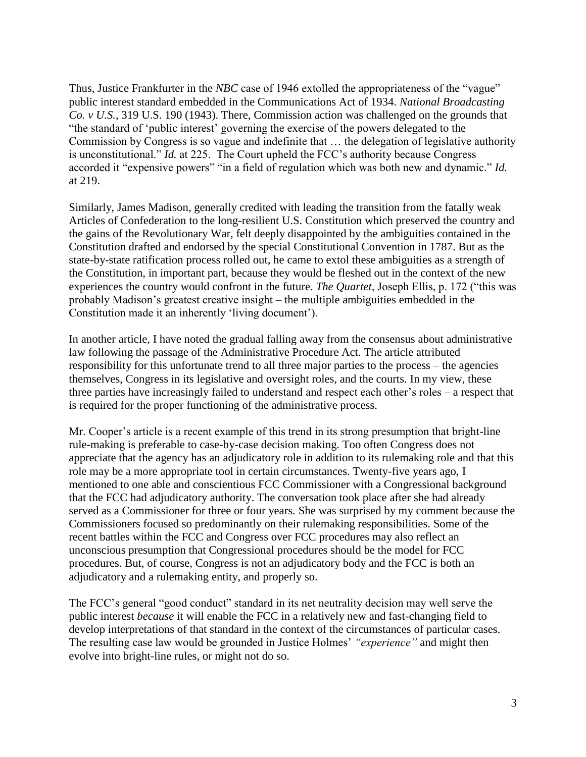Thus, Justice Frankfurter in the *NBC* case of 1946 extolled the appropriateness of the "vague" public interest standard embedded in the Communications Act of 1934. *National Broadcasting Co. v U.S.*, 319 U.S. 190 (1943). There, Commission action was challenged on the grounds that "the standard of 'public interest' governing the exercise of the powers delegated to the Commission by Congress is so vague and indefinite that … the delegation of legislative authority is unconstitutional." *Id.* at 225. The Court upheld the FCC's authority because Congress accorded it "expensive powers" "in a field of regulation which was both new and dynamic." *Id.* at 219.

Similarly, James Madison, generally credited with leading the transition from the fatally weak Articles of Confederation to the long-resilient U.S. Constitution which preserved the country and the gains of the Revolutionary War, felt deeply disappointed by the ambiguities contained in the Constitution drafted and endorsed by the special Constitutional Convention in 1787. But as the state-by-state ratification process rolled out, he came to extol these ambiguities as a strength of the Constitution, in important part, because they would be fleshed out in the context of the new experiences the country would confront in the future. *The Quartet*, Joseph Ellis, p. 172 ("this was probably Madison's greatest creative insight – the multiple ambiguities embedded in the Constitution made it an inherently 'living document').

In another article, I have noted the gradual falling away from the consensus about administrative law following the passage of the Administrative Procedure Act. The article attributed responsibility for this unfortunate trend to all three major parties to the process – the agencies themselves, Congress in its legislative and oversight roles, and the courts. In my view, these three parties have increasingly failed to understand and respect each other's roles – a respect that is required for the proper functioning of the administrative process.

Mr. Cooper's article is a recent example of this trend in its strong presumption that bright-line rule-making is preferable to case-by-case decision making. Too often Congress does not appreciate that the agency has an adjudicatory role in addition to its rulemaking role and that this role may be a more appropriate tool in certain circumstances. Twenty-five years ago, I mentioned to one able and conscientious FCC Commissioner with a Congressional background that the FCC had adjudicatory authority. The conversation took place after she had already served as a Commissioner for three or four years. She was surprised by my comment because the Commissioners focused so predominantly on their rulemaking responsibilities. Some of the recent battles within the FCC and Congress over FCC procedures may also reflect an unconscious presumption that Congressional procedures should be the model for FCC procedures. But, of course, Congress is not an adjudicatory body and the FCC is both an adjudicatory and a rulemaking entity, and properly so.

The FCC's general "good conduct" standard in its net neutrality decision may well serve the public interest *because* it will enable the FCC in a relatively new and fast-changing field to develop interpretations of that standard in the context of the circumstances of particular cases. The resulting case law would be grounded in Justice Holmes' *"experience"* and might then evolve into bright-line rules, or might not do so.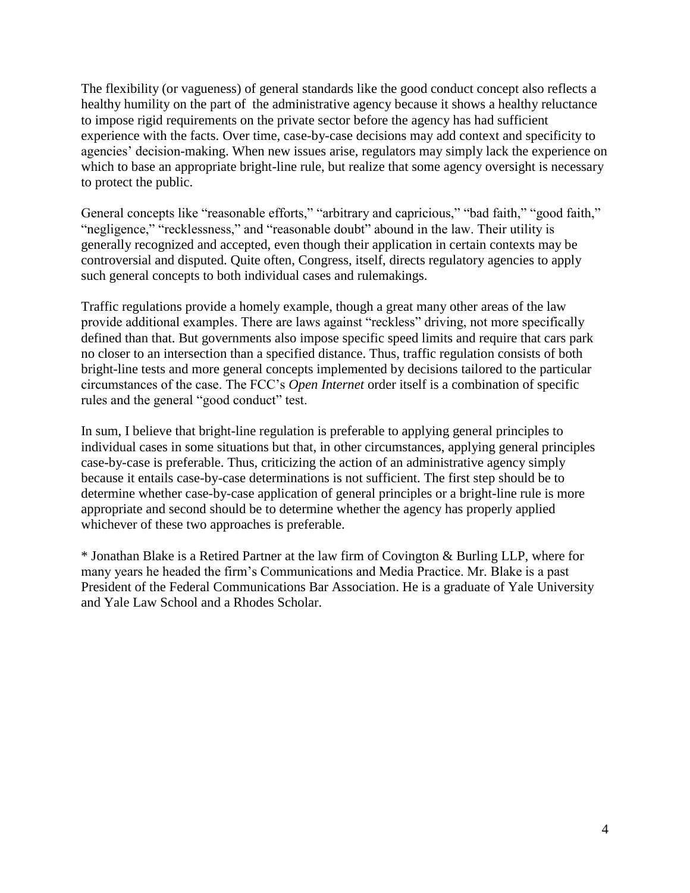The flexibility (or vagueness) of general standards like the good conduct concept also reflects a healthy humility on the part of the administrative agency because it shows a healthy reluctance to impose rigid requirements on the private sector before the agency has had sufficient experience with the facts. Over time, case-by-case decisions may add context and specificity to agencies' decision-making. When new issues arise, regulators may simply lack the experience on which to base an appropriate bright-line rule, but realize that some agency oversight is necessary to protect the public.

General concepts like "reasonable efforts," "arbitrary and capricious," "bad faith," "good faith," "negligence," "recklessness," and "reasonable doubt" abound in the law. Their utility is generally recognized and accepted, even though their application in certain contexts may be controversial and disputed. Quite often, Congress, itself, directs regulatory agencies to apply such general concepts to both individual cases and rulemakings.

Traffic regulations provide a homely example, though a great many other areas of the law provide additional examples. There are laws against "reckless" driving, not more specifically defined than that. But governments also impose specific speed limits and require that cars park no closer to an intersection than a specified distance. Thus, traffic regulation consists of both bright-line tests and more general concepts implemented by decisions tailored to the particular circumstances of the case. The FCC's *Open Internet* order itself is a combination of specific rules and the general "good conduct" test.

In sum, I believe that bright-line regulation is preferable to applying general principles to individual cases in some situations but that, in other circumstances, applying general principles case-by-case is preferable. Thus, criticizing the action of an administrative agency simply because it entails case-by-case determinations is not sufficient. The first step should be to determine whether case-by-case application of general principles or a bright-line rule is more appropriate and second should be to determine whether the agency has properly applied whichever of these two approaches is preferable.

\* Jonathan Blake is a Retired Partner at the law firm of Covington & Burling LLP, where for many years he headed the firm's Communications and Media Practice. Mr. Blake is a past President of the Federal Communications Bar Association. He is a graduate of Yale University and Yale Law School and a Rhodes Scholar.